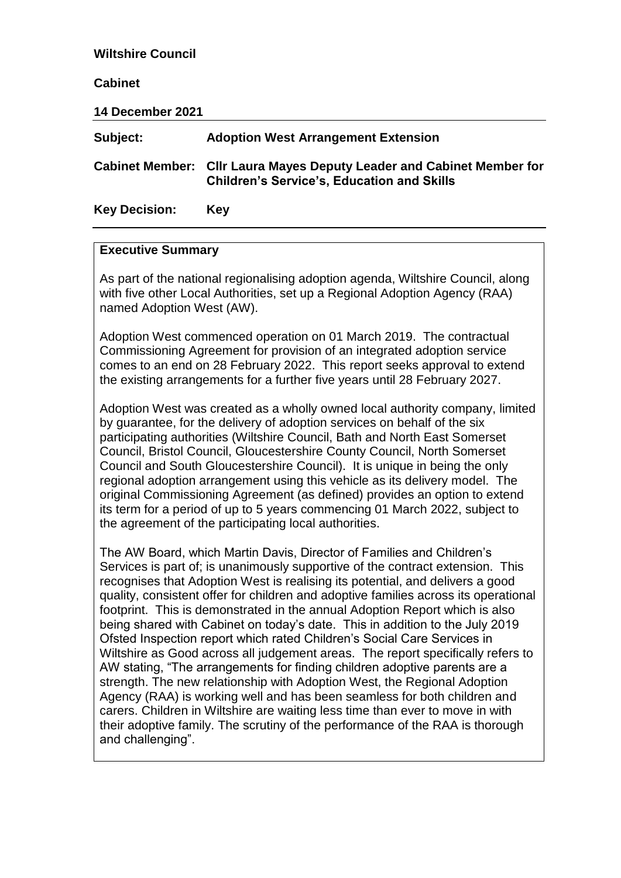**Wiltshire Council**

**Cabinet**

**14 December 2021**

| | |
|---|---|
| **Subject:** | **Adoption West Arrangement Extension** |
| **Cabinet Member:** | **Cllr Laura Mayes Deputy Leader and Cabinet Member for Children's Service's, Education and Skills** |
| **Key Decision:** | **Key** |

**Executive Summary**

As part of the national regionalising adoption agenda, Wiltshire Council, along with five other Local Authorities, set up a Regional Adoption Agency (RAA) named Adoption West (AW).

Adoption West commenced operation on 01 March 2019. The contractual Commissioning Agreement for provision of an integrated adoption service comes to an end on 28 February 2022. This report seeks approval to extend the existing arrangements for a further five years until 28 February 2027.

Adoption West was created as a wholly owned local authority company, limited by guarantee, for the delivery of adoption services on behalf of the six participating authorities (Wiltshire Council, Bath and North East Somerset Council, Bristol Council, Gloucestershire County Council, North Somerset Council and South Gloucestershire Council). It is unique in being the only regional adoption arrangement using this vehicle as its delivery model. The original Commissioning Agreement (as defined) provides an option to extend its term for a period of up to 5 years commencing 01 March 2022, subject to the agreement of the participating local authorities.

The AW Board, which Martin Davis, Director of Families and Children's Services is part of; is unanimously supportive of the contract extension. This recognises that Adoption West is realising its potential, and delivers a good quality, consistent offer for children and adoptive families across its operational footprint. This is demonstrated in the annual Adoption Report which is also being shared with Cabinet on today's date. This in addition to the July 2019 Ofsted Inspection report which rated Children's Social Care Services in Wiltshire as Good across all judgement areas. The report specifically refers to AW stating, "The arrangements for finding children adoptive parents are a strength. The new relationship with Adoption West, the Regional Adoption Agency (RAA) is working well and has been seamless for both children and carers. Children in Wiltshire are waiting less time than ever to move in with their adoptive family. The scrutiny of the performance of the RAA is thorough and challenging".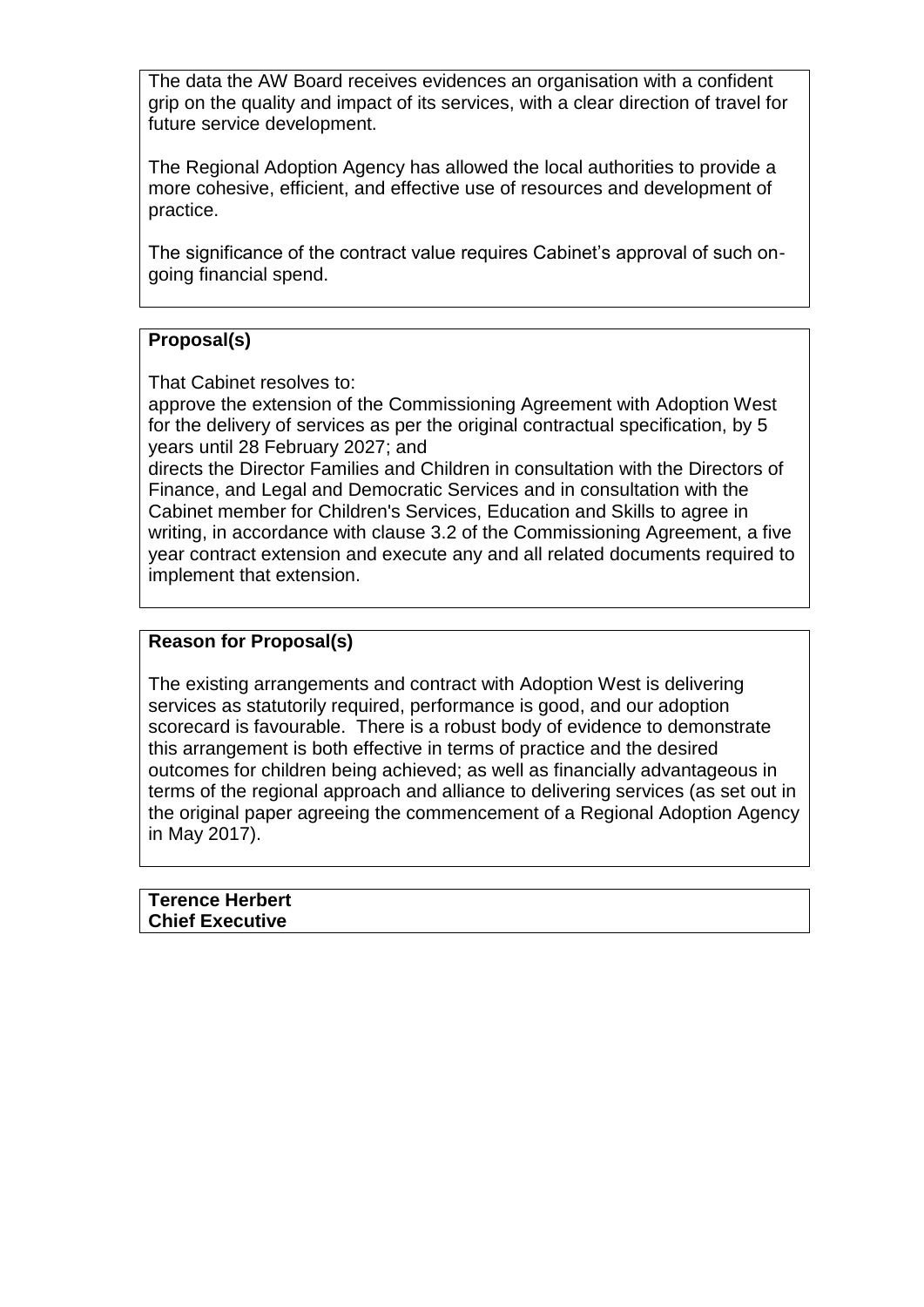The data the AW Board receives evidences an organisation with a confident grip on the quality and impact of its services, with a clear direction of travel for future service development.

The Regional Adoption Agency has allowed the local authorities to provide a more cohesive, efficient, and effective use of resources and development of practice.

The significance of the contract value requires Cabinet's approval of such on-going financial spend.

**Proposal(s)**

That Cabinet resolves to:
approve the extension of the Commissioning Agreement with Adoption West for the delivery of services as per the original contractual specification, by 5 years until 28 February 2027; and
directs the Director Families and Children in consultation with the Directors of Finance, and Legal and Democratic Services and in consultation with the Cabinet member for Children's Services, Education and Skills to agree in writing, in accordance with clause 3.2 of the Commissioning Agreement, a five year contract extension and execute any and all related documents required to implement that extension.

**Reason for Proposal(s)**

The existing arrangements and contract with Adoption West is delivering services as statutorily required, performance is good, and our adoption scorecard is favourable. There is a robust body of evidence to demonstrate this arrangement is both effective in terms of practice and the desired outcomes for children being achieved; as well as financially advantageous in terms of the regional approach and alliance to delivering services (as set out in the original paper agreeing the commencement of a Regional Adoption Agency in May 2017).

**Terence Herbert**
**Chief Executive**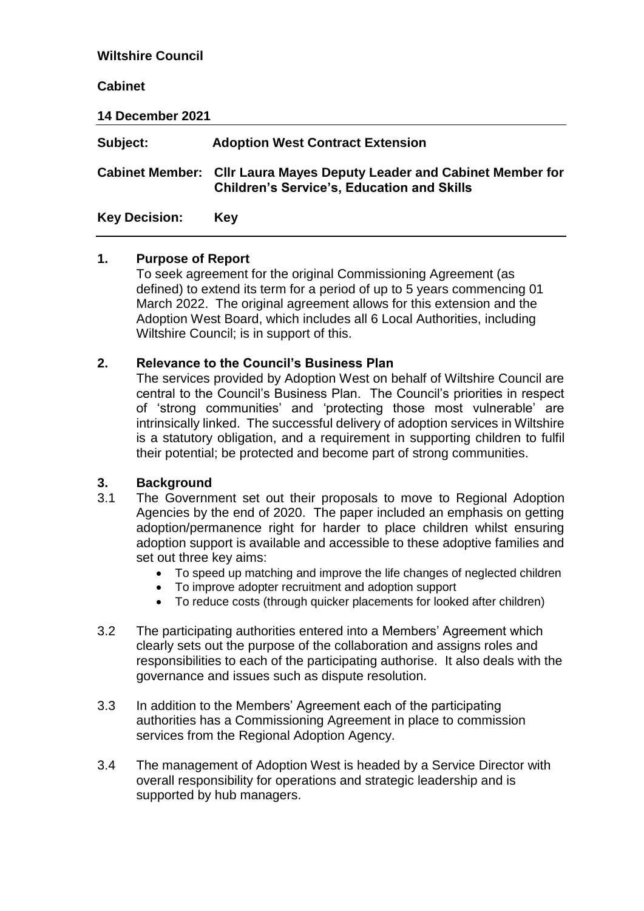**Wiltshire Council**

**Cabinet**

**14 December 2021**

---

**Subject:** **Adoption West Contract Extension**

**Cabinet Member:** **Cllr Laura Mayes Deputy Leader and Cabinet Member for Children's Service's, Education and Skills**

**Key Decision:** **Key**

---

## 1. Purpose of Report

To seek agreement for the original Commissioning Agreement (as defined) to extend its term for a period of up to 5 years commencing 01 March 2022. The original agreement allows for this extension and the Adoption West Board, which includes all 6 Local Authorities, including Wiltshire Council; is in support of this.

## 2. Relevance to the Council's Business Plan

The services provided by Adoption West on behalf of Wiltshire Council are central to the Council's Business Plan. The Council's priorities in respect of 'strong communities' and 'protecting those most vulnerable' are intrinsically linked. The successful delivery of adoption services in Wiltshire is a statutory obligation, and a requirement in supporting children to fulfil their potential; be protected and become part of strong communities.

## 3. Background

3.1 The Government set out their proposals to move to Regional Adoption Agencies by the end of 2020. The paper included an emphasis on getting adoption/permanence right for harder to place children whilst ensuring adoption support is available and accessible to these adoptive families and set out three key aims:

- To speed up matching and improve the life changes of neglected children
- To improve adopter recruitment and adoption support
- To reduce costs (through quicker placements for looked after children)

3.2 The participating authorities entered into a Members' Agreement which clearly sets out the purpose of the collaboration and assigns roles and responsibilities to each of the participating authorise. It also deals with the governance and issues such as dispute resolution.

3.3 In addition to the Members' Agreement each of the participating authorities has a Commissioning Agreement in place to commission services from the Regional Adoption Agency.

3.4 The management of Adoption West is headed by a Service Director with overall responsibility for operations and strategic leadership and is supported by hub managers.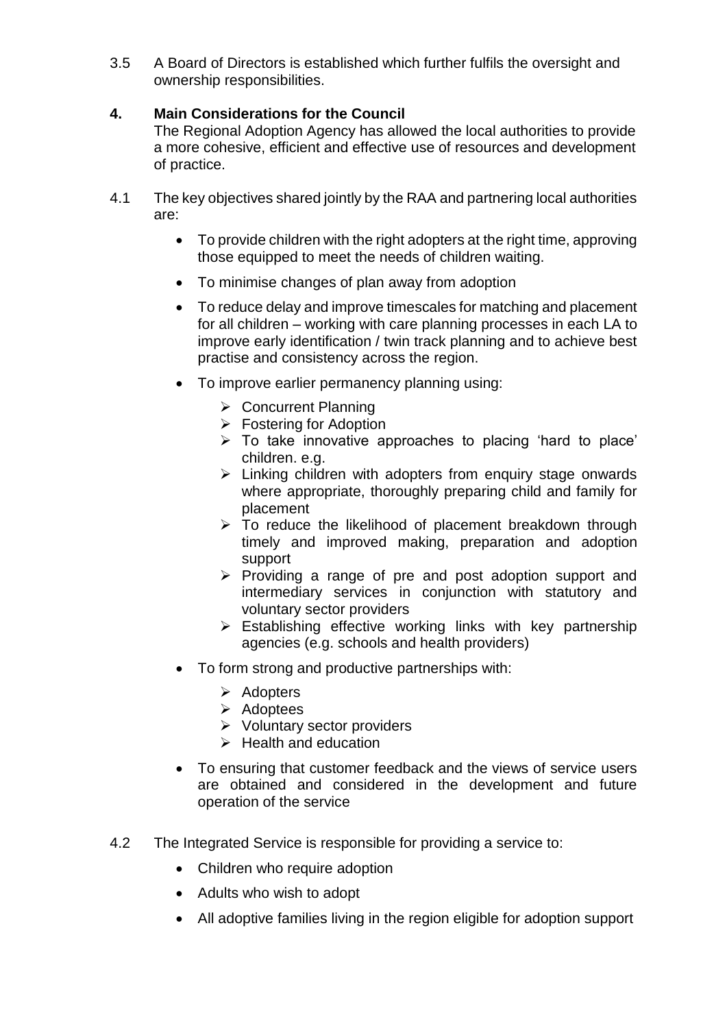3.5 A Board of Directors is established which further fulfils the oversight and ownership responsibilities.

## 4. Main Considerations for the Council

The Regional Adoption Agency has allowed the local authorities to provide a more cohesive, efficient and effective use of resources and development of practice.

4.1 The key objectives shared jointly by the RAA and partnering local authorities are:

- To provide children with the right adopters at the right time, approving those equipped to meet the needs of children waiting.
- To minimise changes of plan away from adoption
- To reduce delay and improve timescales for matching and placement for all children – working with care planning processes in each LA to improve early identification / twin track planning and to achieve best practise and consistency across the region.
- To improve earlier permanency planning using:
    - Concurrent Planning
    - Fostering for Adoption
    - To take innovative approaches to placing 'hard to place' children. e.g.
    - Linking children with adopters from enquiry stage onwards where appropriate, thoroughly preparing child and family for placement
    - To reduce the likelihood of placement breakdown through timely and improved making, preparation and adoption support
    - Providing a range of pre and post adoption support and intermediary services in conjunction with statutory and voluntary sector providers
    - Establishing effective working links with key partnership agencies (e.g. schools and health providers)
- To form strong and productive partnerships with:
    - Adopters
    - Adoptees
    - Voluntary sector providers
    - Health and education
- To ensuring that customer feedback and the views of service users are obtained and considered in the development and future operation of the service

4.2 The Integrated Service is responsible for providing a service to:

- Children who require adoption
- Adults who wish to adopt
- All adoptive families living in the region eligible for adoption support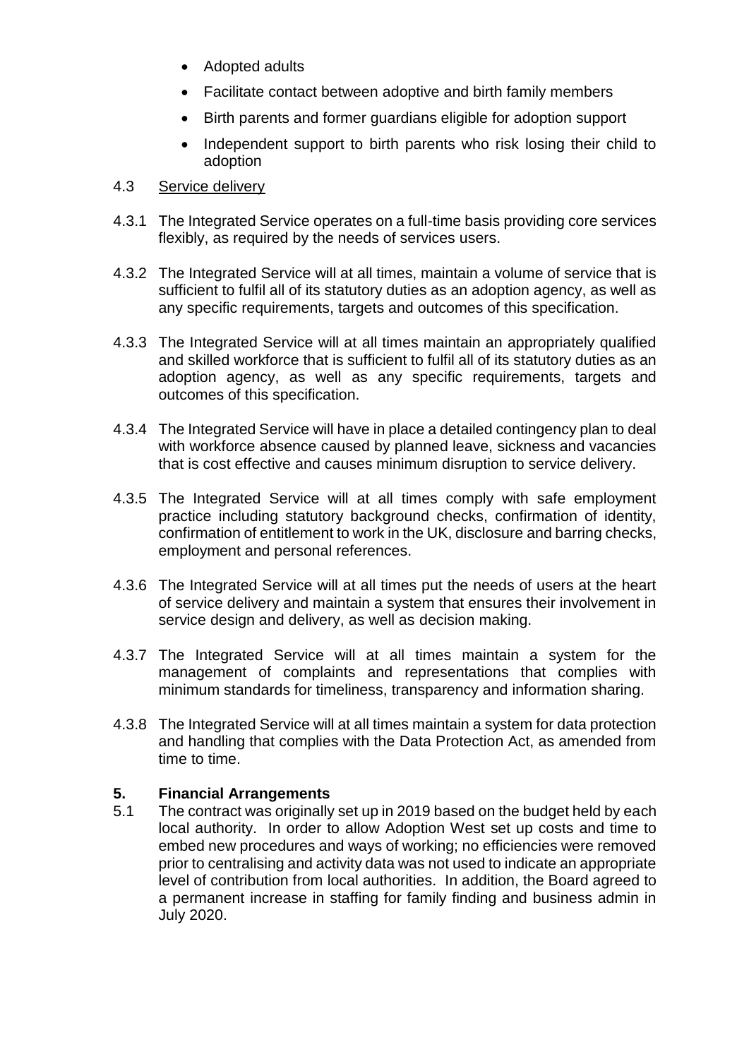- Adopted adults
- Facilitate contact between adoptive and birth family members
- Birth parents and former guardians eligible for adoption support
- Independent support to birth parents who risk losing their child to adoption

4.3 Service delivery

4.3.1 The Integrated Service operates on a full-time basis providing core services flexibly, as required by the needs of services users.

4.3.2 The Integrated Service will at all times, maintain a volume of service that is sufficient to fulfil all of its statutory duties as an adoption agency, as well as any specific requirements, targets and outcomes of this specification.

4.3.3 The Integrated Service will at all times maintain an appropriately qualified and skilled workforce that is sufficient to fulfil all of its statutory duties as an adoption agency, as well as any specific requirements, targets and outcomes of this specification.

4.3.4 The Integrated Service will have in place a detailed contingency plan to deal with workforce absence caused by planned leave, sickness and vacancies that is cost effective and causes minimum disruption to service delivery.

4.3.5 The Integrated Service will at all times comply with safe employment practice including statutory background checks, confirmation of identity, confirmation of entitlement to work in the UK, disclosure and barring checks, employment and personal references.

4.3.6 The Integrated Service will at all times put the needs of users at the heart of service delivery and maintain a system that ensures their involvement in service design and delivery, as well as decision making.

4.3.7 The Integrated Service will at all times maintain a system for the management of complaints and representations that complies with minimum standards for timeliness, transparency and information sharing.

4.3.8 The Integrated Service will at all times maintain a system for data protection and handling that complies with the Data Protection Act, as amended from time to time.

## 5. Financial Arrangements

5.1 The contract was originally set up in 2019 based on the budget held by each local authority. In order to allow Adoption West set up costs and time to embed new procedures and ways of working; no efficiencies were removed prior to centralising and activity data was not used to indicate an appropriate level of contribution from local authorities. In addition, the Board agreed to a permanent increase in staffing for family finding and business admin in July 2020.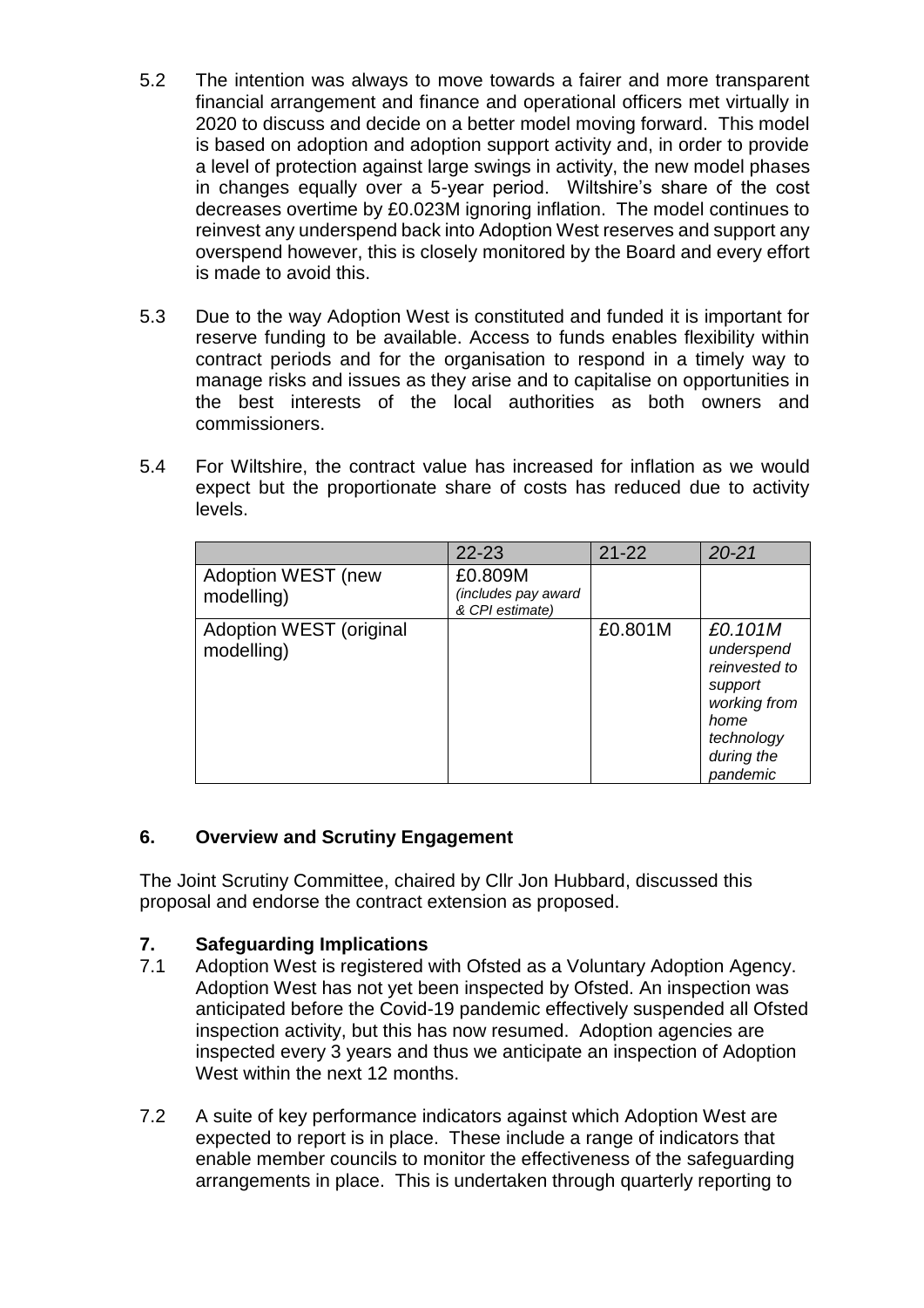5.2 The intention was always to move towards a fairer and more transparent financial arrangement and finance and operational officers met virtually in 2020 to discuss and decide on a better model moving forward. This model is based on adoption and adoption support activity and, in order to provide a level of protection against large swings in activity, the new model phases in changes equally over a 5-year period. Wiltshire's share of the cost decreases overtime by £0.023M ignoring inflation. The model continues to reinvest any underspend back into Adoption West reserves and support any overspend however, this is closely monitored by the Board and every effort is made to avoid this.

5.3 Due to the way Adoption West is constituted and funded it is important for reserve funding to be available. Access to funds enables flexibility within contract periods and for the organisation to respond in a timely way to manage risks and issues as they arise and to capitalise on opportunities in the best interests of the local authorities as both owners and commissioners.

5.4 For Wiltshire, the contract value has increased for inflation as we would expect but the proportionate share of costs has reduced due to activity levels.

| | 22-23 | 21-22 | *20-21* |
|---|---|---|---|
| Adoption WEST (new modelling) | £0.809M *(includes pay award & CPI estimate)* | | |
| Adoption WEST (original modelling) | | £0.801M | *£0.101M underspend reinvested to support working from home technology during the pandemic* |

## 6. Overview and Scrutiny Engagement

The Joint Scrutiny Committee, chaired by Cllr Jon Hubbard, discussed this proposal and endorse the contract extension as proposed.

## 7. Safeguarding Implications

7.1 Adoption West is registered with Ofsted as a Voluntary Adoption Agency. Adoption West has not yet been inspected by Ofsted. An inspection was anticipated before the Covid-19 pandemic effectively suspended all Ofsted inspection activity, but this has now resumed. Adoption agencies are inspected every 3 years and thus we anticipate an inspection of Adoption West within the next 12 months.

7.2 A suite of key performance indicators against which Adoption West are expected to report is in place. These include a range of indicators that enable member councils to monitor the effectiveness of the safeguarding arrangements in place. This is undertaken through quarterly reporting to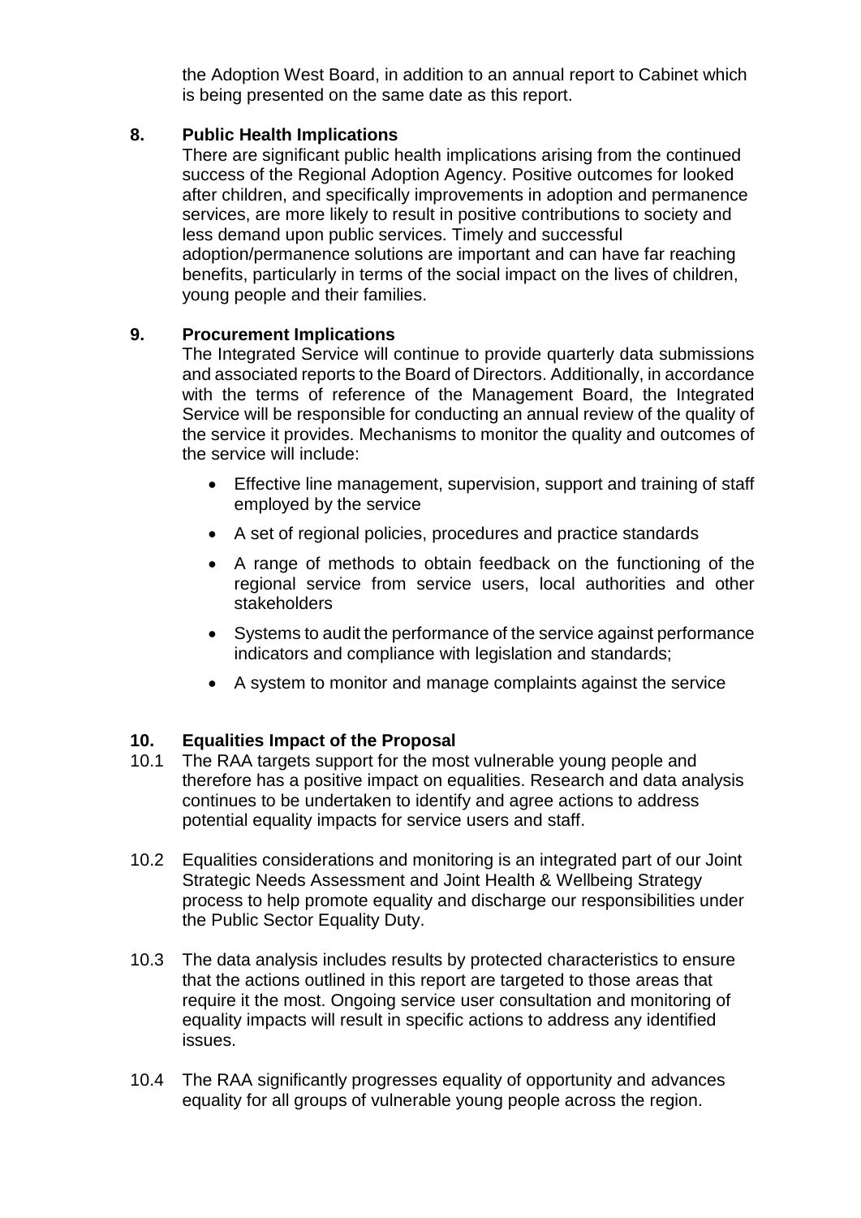the Adoption West Board, in addition to an annual report to Cabinet which is being presented on the same date as this report.

## 8. Public Health Implications

There are significant public health implications arising from the continued success of the Regional Adoption Agency. Positive outcomes for looked after children, and specifically improvements in adoption and permanence services, are more likely to result in positive contributions to society and less demand upon public services. Timely and successful adoption/permanence solutions are important and can have far reaching benefits, particularly in terms of the social impact on the lives of children, young people and their families.

## 9. Procurement Implications

The Integrated Service will continue to provide quarterly data submissions and associated reports to the Board of Directors. Additionally, in accordance with the terms of reference of the Management Board, the Integrated Service will be responsible for conducting an annual review of the quality of the service it provides. Mechanisms to monitor the quality and outcomes of the service will include:

- Effective line management, supervision, support and training of staff employed by the service
- A set of regional policies, procedures and practice standards
- A range of methods to obtain feedback on the functioning of the regional service from service users, local authorities and other stakeholders
- Systems to audit the performance of the service against performance indicators and compliance with legislation and standards;
- A system to monitor and manage complaints against the service

## 10. Equalities Impact of the Proposal

10.1 The RAA targets support for the most vulnerable young people and therefore has a positive impact on equalities. Research and data analysis continues to be undertaken to identify and agree actions to address potential equality impacts for service users and staff.

10.2 Equalities considerations and monitoring is an integrated part of our Joint Strategic Needs Assessment and Joint Health & Wellbeing Strategy process to help promote equality and discharge our responsibilities under the Public Sector Equality Duty.

10.3 The data analysis includes results by protected characteristics to ensure that the actions outlined in this report are targeted to those areas that require it the most. Ongoing service user consultation and monitoring of equality impacts will result in specific actions to address any identified issues.

10.4 The RAA significantly progresses equality of opportunity and advances equality for all groups of vulnerable young people across the region.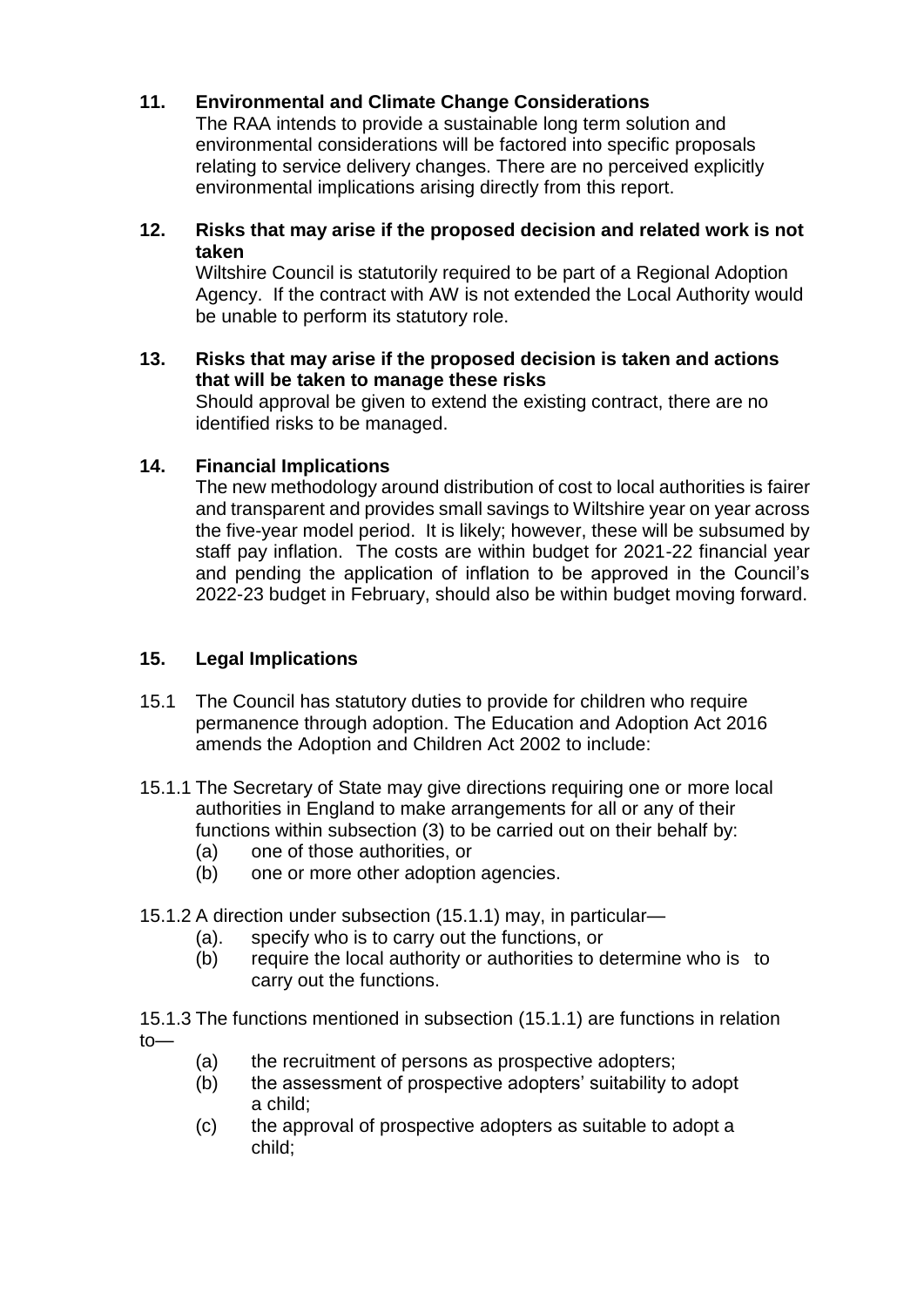## 11. Environmental and Climate Change Considerations

The RAA intends to provide a sustainable long term solution and environmental considerations will be factored into specific proposals relating to service delivery changes. There are no perceived explicitly environmental implications arising directly from this report.

## 12. Risks that may arise if the proposed decision and related work is not taken

Wiltshire Council is statutorily required to be part of a Regional Adoption Agency. If the contract with AW is not extended the Local Authority would be unable to perform its statutory role.

## 13. Risks that may arise if the proposed decision is taken and actions that will be taken to manage these risks

Should approval be given to extend the existing contract, there are no identified risks to be managed.

## 14. Financial Implications

The new methodology around distribution of cost to local authorities is fairer and transparent and provides small savings to Wiltshire year on year across the five-year model period. It is likely; however, these will be subsumed by staff pay inflation. The costs are within budget for 2021-22 financial year and pending the application of inflation to be approved in the Council's 2022-23 budget in February, should also be within budget moving forward.

## 15. Legal Implications

15.1 The Council has statutory duties to provide for children who require permanence through adoption. The Education and Adoption Act 2016 amends the Adoption and Children Act 2002 to include:

15.1.1 The Secretary of State may give directions requiring one or more local authorities in England to make arrangements for all or any of their functions within subsection (3) to be carried out on their behalf by:

- (a) one of those authorities, or
- (b) one or more other adoption agencies.

15.1.2 A direction under subsection (15.1.1) may, in particular—

- (a). specify who is to carry out the functions, or
- (b) require the local authority or authorities to determine who is to carry out the functions.

15.1.3 The functions mentioned in subsection (15.1.1) are functions in relation to—

- (a) the recruitment of persons as prospective adopters;
- (b) the assessment of prospective adopters' suitability to adopt a child;
- (c) the approval of prospective adopters as suitable to adopt a child;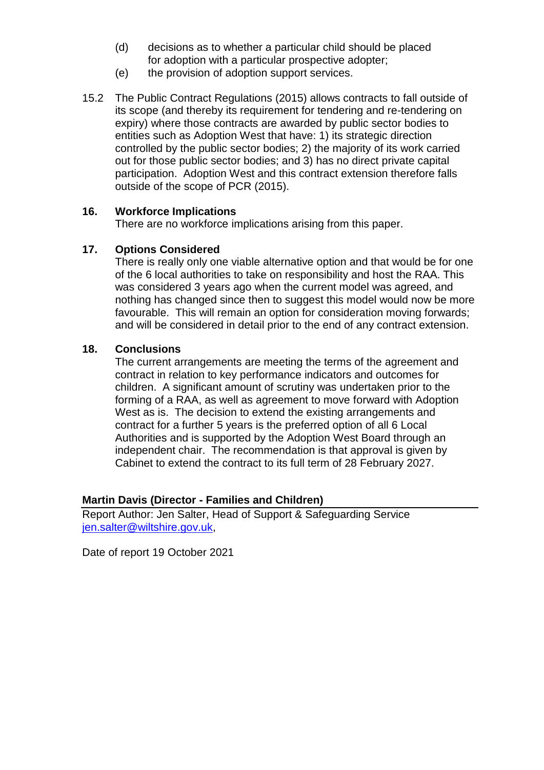(d) decisions as to whether a particular child should be placed for adoption with a particular prospective adopter;

(e) the provision of adoption support services.

15.2 The Public Contract Regulations (2015) allows contracts to fall outside of its scope (and thereby its requirement for tendering and re-tendering on expiry) where those contracts are awarded by public sector bodies to entities such as Adoption West that have: 1) its strategic direction controlled by the public sector bodies; 2) the majority of its work carried out for those public sector bodies; and 3) has no direct private capital participation. Adoption West and this contract extension therefore falls outside of the scope of PCR (2015).

## 16. Workforce Implications

There are no workforce implications arising from this paper.

## 17. Options Considered

There is really only one viable alternative option and that would be for one of the 6 local authorities to take on responsibility and host the RAA. This was considered 3 years ago when the current model was agreed, and nothing has changed since then to suggest this model would now be more favourable. This will remain an option for consideration moving forwards; and will be considered in detail prior to the end of any contract extension.

## 18. Conclusions

The current arrangements are meeting the terms of the agreement and contract in relation to key performance indicators and outcomes for children. A significant amount of scrutiny was undertaken prior to the forming of a RAA, as well as agreement to move forward with Adoption West as is. The decision to extend the existing arrangements and contract for a further 5 years is the preferred option of all 6 Local Authorities and is supported by the Adoption West Board through an independent chair. The recommendation is that approval is given by Cabinet to extend the contract to its full term of 28 February 2027.

**Martin Davis (Director - Families and Children)**

Report Author: Jen Salter, Head of Support & Safeguarding Service
jen.salter@wiltshire.gov.uk,

Date of report 19 October 2021